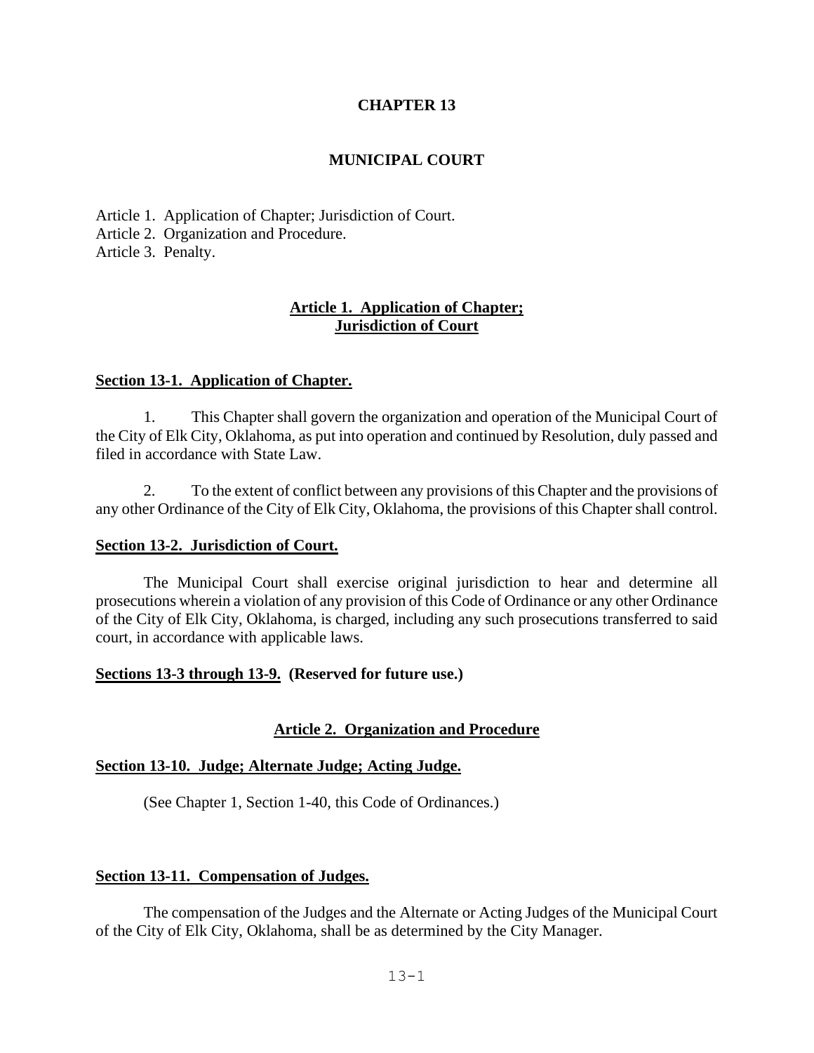# CHAPTER 13

# MUNICIPAL COURT

Article 1. Application of Chapter; Jurisdiction of Court.
Article 2. Organization and Procedure.
Article 3. Penalty.

## Article 1. Application of Chapter; Jurisdiction of Court

### Section 13-1. Application of Chapter.

1. This Chapter shall govern the organization and operation of the Municipal Court of the City of Elk City, Oklahoma, as put into operation and continued by Resolution, duly passed and filed in accordance with State Law.

2. To the extent of conflict between any provisions of this Chapter and the provisions of any other Ordinance of the City of Elk City, Oklahoma, the provisions of this Chapter shall control.

### Section 13-2. Jurisdiction of Court.

The Municipal Court shall exercise original jurisdiction to hear and determine all prosecutions wherein a violation of any provision of this Code of Ordinance or any other Ordinance of the City of Elk City, Oklahoma, is charged, including any such prosecutions transferred to said court, in accordance with applicable laws.

### Sections 13-3 through 13-9. (Reserved for future use.)

## Article 2. Organization and Procedure

### Section 13-10. Judge; Alternate Judge; Acting Judge.

(See Chapter 1, Section 1-40, this Code of Ordinances.)

### Section 13-11. Compensation of Judges.

The compensation of the Judges and the Alternate or Acting Judges of the Municipal Court of the City of Elk City, Oklahoma, shall be as determined by the City Manager.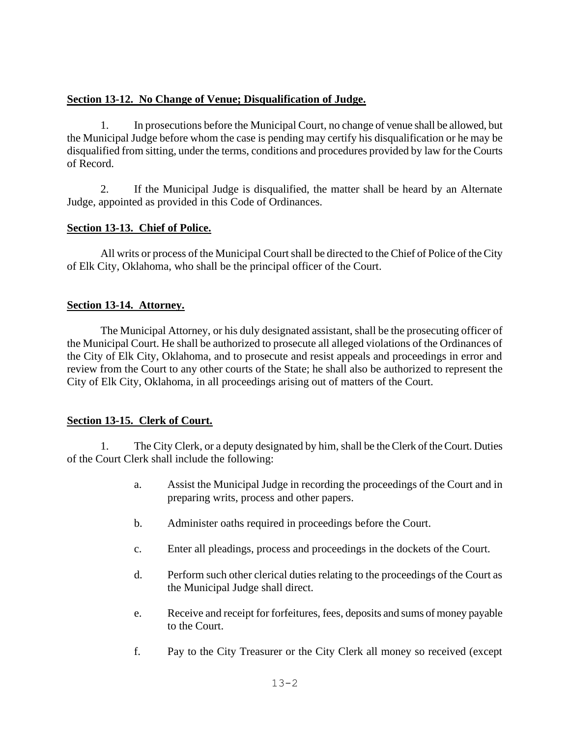**Section 13-12. No Change of Venue; Disqualification of Judge.**

1. In prosecutions before the Municipal Court, no change of venue shall be allowed, but the Municipal Judge before whom the case is pending may certify his disqualification or he may be disqualified from sitting, under the terms, conditions and procedures provided by law for the Courts of Record.

2. If the Municipal Judge is disqualified, the matter shall be heard by an Alternate Judge, appointed as provided in this Code of Ordinances.

**Section 13-13. Chief of Police.**

All writs or process of the Municipal Court shall be directed to the Chief of Police of the City of Elk City, Oklahoma, who shall be the principal officer of the Court.

**Section 13-14. Attorney.**

The Municipal Attorney, or his duly designated assistant, shall be the prosecuting officer of the Municipal Court. He shall be authorized to prosecute all alleged violations of the Ordinances of the City of Elk City, Oklahoma, and to prosecute and resist appeals and proceedings in error and review from the Court to any other courts of the State; he shall also be authorized to represent the City of Elk City, Oklahoma, in all proceedings arising out of matters of the Court.

**Section 13-15. Clerk of Court.**

1. The City Clerk, or a deputy designated by him, shall be the Clerk of the Court. Duties of the Court Clerk shall include the following:

    a. Assist the Municipal Judge in recording the proceedings of the Court and in preparing writs, process and other papers.

    b. Administer oaths required in proceedings before the Court.

    c. Enter all pleadings, process and proceedings in the dockets of the Court.

    d. Perform such other clerical duties relating to the proceedings of the Court as the Municipal Judge shall direct.

    e. Receive and receipt for forfeitures, fees, deposits and sums of money payable to the Court.

    f. Pay to the City Treasurer or the City Clerk all money so received (except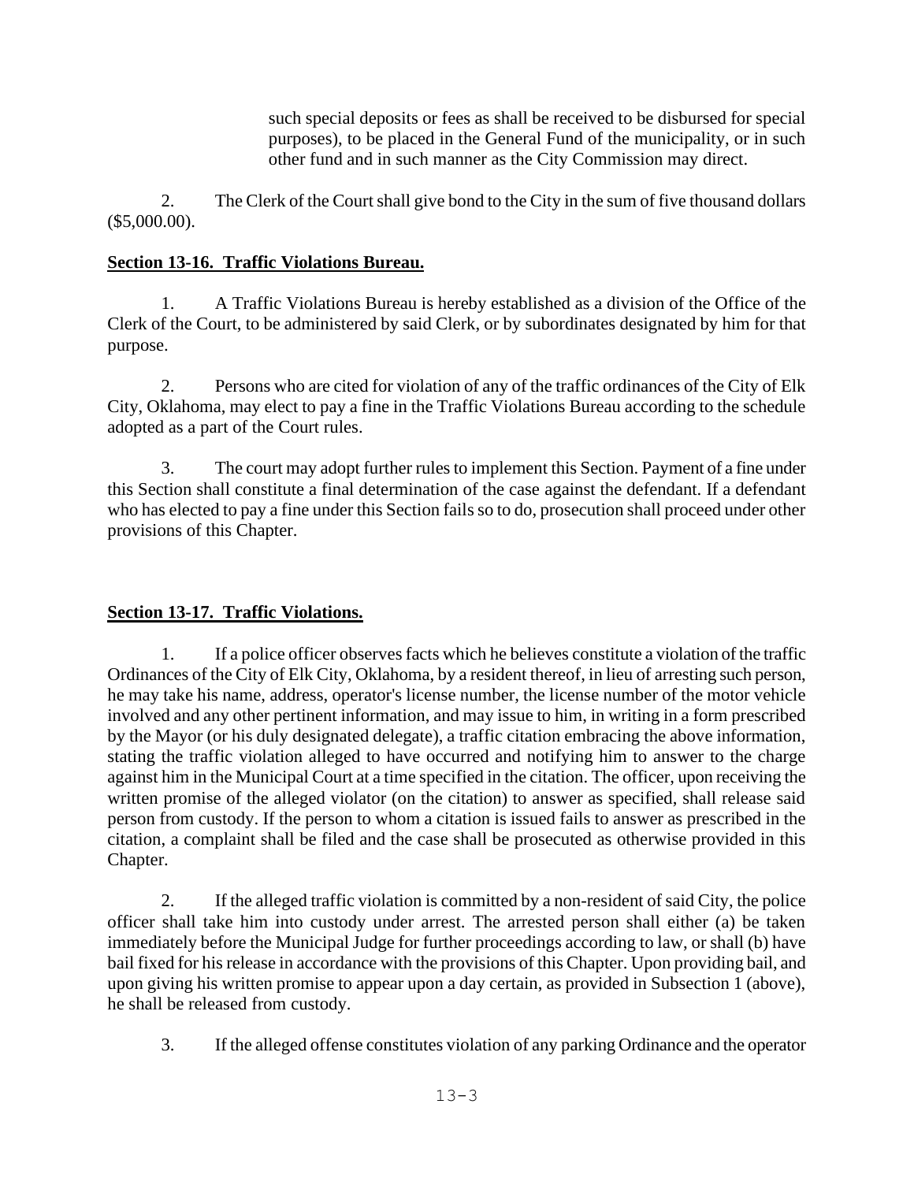such special deposits or fees as shall be received to be disbursed for special purposes), to be placed in the General Fund of the municipality, or in such other fund and in such manner as the City Commission may direct.

2. The Clerk of the Court shall give bond to the City in the sum of five thousand dollars ($5,000.00).

**Section 13-16. Traffic Violations Bureau.**

1. A Traffic Violations Bureau is hereby established as a division of the Office of the Clerk of the Court, to be administered by said Clerk, or by subordinates designated by him for that purpose.

2. Persons who are cited for violation of any of the traffic ordinances of the City of Elk City, Oklahoma, may elect to pay a fine in the Traffic Violations Bureau according to the schedule adopted as a part of the Court rules.

3. The court may adopt further rules to implement this Section. Payment of a fine under this Section shall constitute a final determination of the case against the defendant. If a defendant who has elected to pay a fine under this Section fails so to do, prosecution shall proceed under other provisions of this Chapter.

**Section 13-17. Traffic Violations.**

1. If a police officer observes facts which he believes constitute a violation of the traffic Ordinances of the City of Elk City, Oklahoma, by a resident thereof, in lieu of arresting such person, he may take his name, address, operator's license number, the license number of the motor vehicle involved and any other pertinent information, and may issue to him, in writing in a form prescribed by the Mayor (or his duly designated delegate), a traffic citation embracing the above information, stating the traffic violation alleged to have occurred and notifying him to answer to the charge against him in the Municipal Court at a time specified in the citation. The officer, upon receiving the written promise of the alleged violator (on the citation) to answer as specified, shall release said person from custody. If the person to whom a citation is issued fails to answer as prescribed in the citation, a complaint shall be filed and the case shall be prosecuted as otherwise provided in this Chapter.

2. If the alleged traffic violation is committed by a non-resident of said City, the police officer shall take him into custody under arrest. The arrested person shall either (a) be taken immediately before the Municipal Judge for further proceedings according to law, or shall (b) have bail fixed for his release in accordance with the provisions of this Chapter. Upon providing bail, and upon giving his written promise to appear upon a day certain, as provided in Subsection 1 (above), he shall be released from custody.

3. If the alleged offense constitutes violation of any parking Ordinance and the operator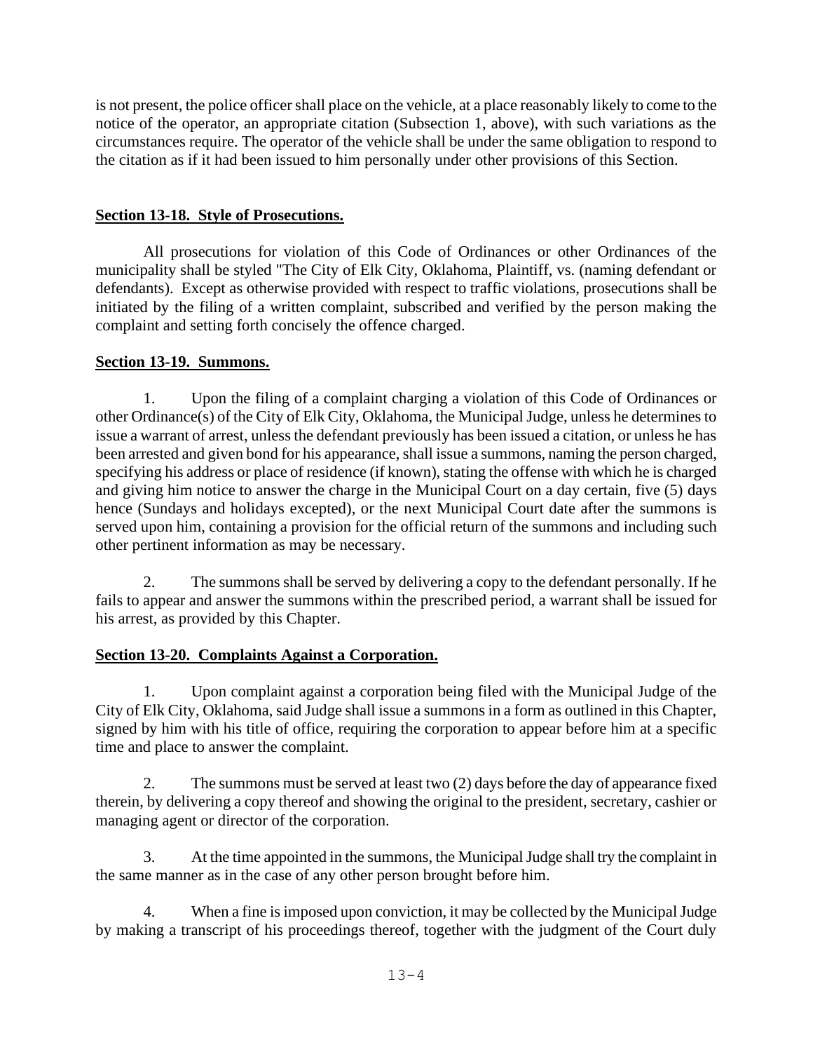is not present, the police officer shall place on the vehicle, at a place reasonably likely to come to the notice of the operator, an appropriate citation (Subsection 1, above), with such variations as the circumstances require. The operator of the vehicle shall be under the same obligation to respond to the citation as if it had been issued to him personally under other provisions of this Section.

**Section 13-18. Style of Prosecutions.**

All prosecutions for violation of this Code of Ordinances or other Ordinances of the municipality shall be styled "The City of Elk City, Oklahoma, Plaintiff, vs. (naming defendant or defendants). Except as otherwise provided with respect to traffic violations, prosecutions shall be initiated by the filing of a written complaint, subscribed and verified by the person making the complaint and setting forth concisely the offence charged.

**Section 13-19. Summons.**

1. Upon the filing of a complaint charging a violation of this Code of Ordinances or other Ordinance(s) of the City of Elk City, Oklahoma, the Municipal Judge, unless he determines to issue a warrant of arrest, unless the defendant previously has been issued a citation, or unless he has been arrested and given bond for his appearance, shall issue a summons, naming the person charged, specifying his address or place of residence (if known), stating the offense with which he is charged and giving him notice to answer the charge in the Municipal Court on a day certain, five (5) days hence (Sundays and holidays excepted), or the next Municipal Court date after the summons is served upon him, containing a provision for the official return of the summons and including such other pertinent information as may be necessary.

2. The summons shall be served by delivering a copy to the defendant personally. If he fails to appear and answer the summons within the prescribed period, a warrant shall be issued for his arrest, as provided by this Chapter.

**Section 13-20. Complaints Against a Corporation.**

1. Upon complaint against a corporation being filed with the Municipal Judge of the City of Elk City, Oklahoma, said Judge shall issue a summons in a form as outlined in this Chapter, signed by him with his title of office, requiring the corporation to appear before him at a specific time and place to answer the complaint.

2. The summons must be served at least two (2) days before the day of appearance fixed therein, by delivering a copy thereof and showing the original to the president, secretary, cashier or managing agent or director of the corporation.

3. At the time appointed in the summons, the Municipal Judge shall try the complaint in the same manner as in the case of any other person brought before him.

4. When a fine is imposed upon conviction, it may be collected by the Municipal Judge by making a transcript of his proceedings thereof, together with the judgment of the Court duly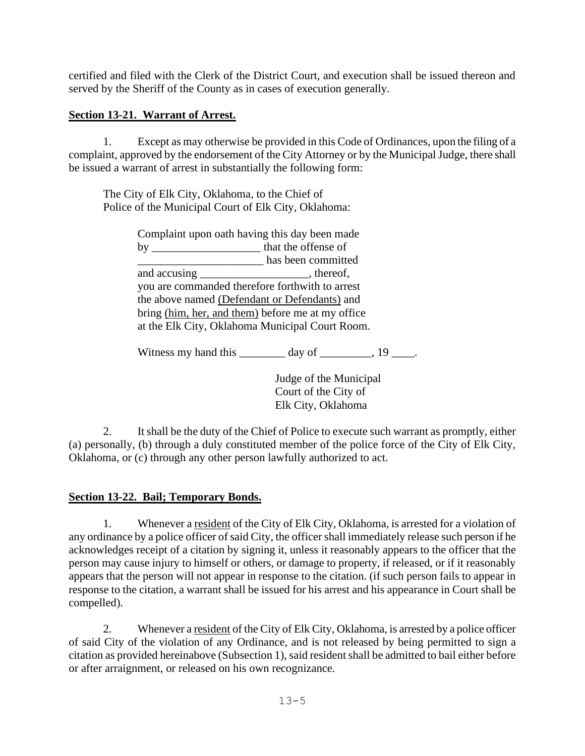certified and filed with the Clerk of the District Court, and execution shall be issued thereon and served by the Sheriff of the County as in cases of execution generally.

**Section 13-21. Warrant of Arrest.**

1. Except as may otherwise be provided in this Code of Ordinances, upon the filing of a complaint, approved by the endorsement of the City Attorney or by the Municipal Judge, there shall be issued a warrant of arrest in substantially the following form:

> The City of Elk City, Oklahoma, to the Chief of
> Police of the Municipal Court of Elk City, Oklahoma:
>
> Complaint upon oath having this day been made by ___________________ that the offense of ______________________ has been committed and accusing ___________________, thereof, you are commanded therefore forthwith to arrest the above named (Defendant or Defendants) and bring (him, her, and them) before me at my office at the Elk City, Oklahoma Municipal Court Room.
>
> Witness my hand this ________ day of _________, 19 ____.
>
> Judge of the Municipal
> Court of the City of
> Elk City, Oklahoma

2. It shall be the duty of the Chief of Police to execute such warrant as promptly, either (a) personally, (b) through a duly constituted member of the police force of the City of Elk City, Oklahoma, or (c) through any other person lawfully authorized to act.

**Section 13-22. Bail; Temporary Bonds.**

1. Whenever a resident of the City of Elk City, Oklahoma, is arrested for a violation of any ordinance by a police officer of said City, the officer shall immediately release such person if he acknowledges receipt of a citation by signing it, unless it reasonably appears to the officer that the person may cause injury to himself or others, or damage to property, if released, or if it reasonably appears that the person will not appear in response to the citation. (if such person fails to appear in response to the citation, a warrant shall be issued for his arrest and his appearance in Court shall be compelled).

2. Whenever a resident of the City of Elk City, Oklahoma, is arrested by a police officer of said City of the violation of any Ordinance, and is not released by being permitted to sign a citation as provided hereinabove (Subsection 1), said resident shall be admitted to bail either before or after arraignment, or released on his own recognizance.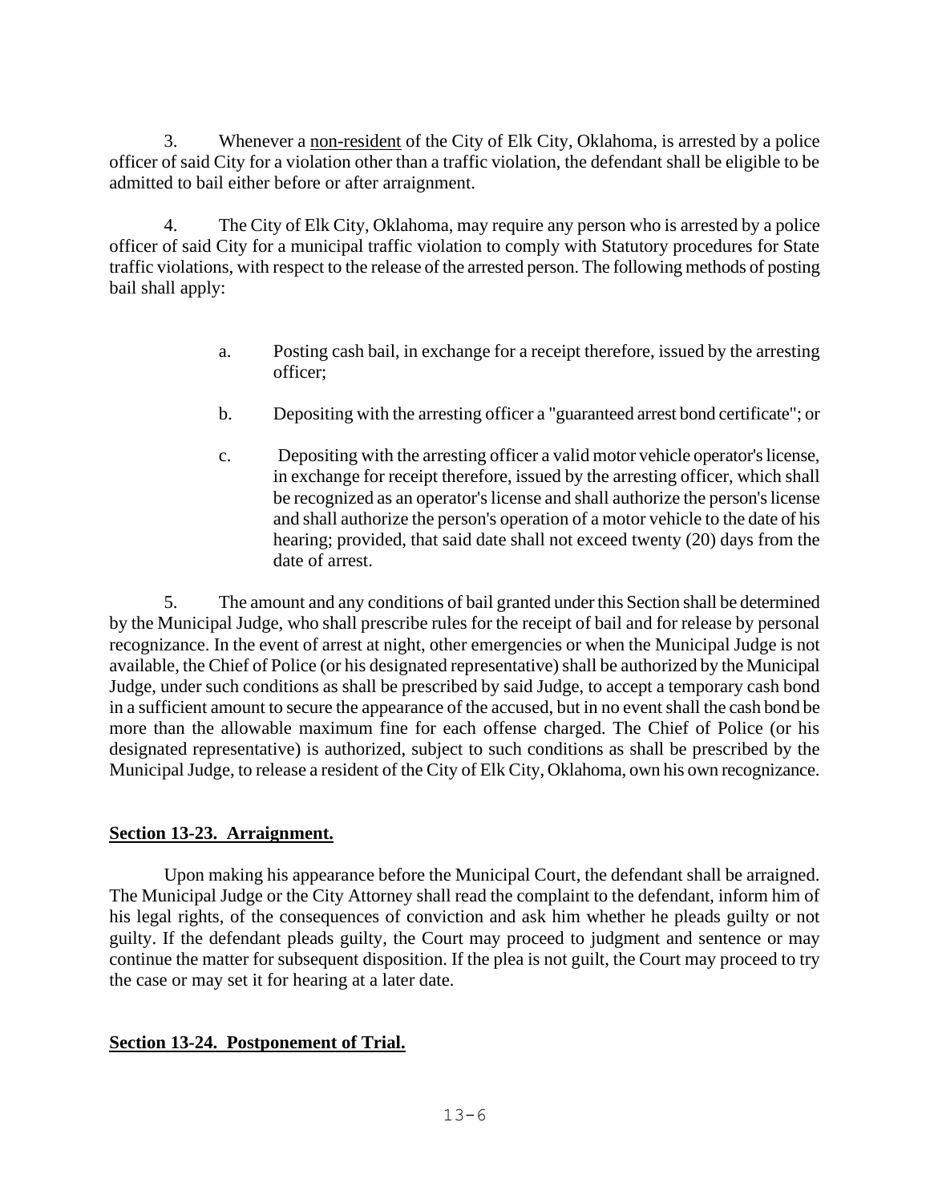3. Whenever a non-resident of the City of Elk City, Oklahoma, is arrested by a police officer of said City for a violation other than a traffic violation, the defendant shall be eligible to be admitted to bail either before or after arraignment.

4. The City of Elk City, Oklahoma, may require any person who is arrested by a police officer of said City for a municipal traffic violation to comply with Statutory procedures for State traffic violations, with respect to the release of the arrested person. The following methods of posting bail shall apply:

> a. Posting cash bail, in exchange for a receipt therefore, issued by the arresting officer;
>
> b. Depositing with the arresting officer a "guaranteed arrest bond certificate"; or
>
> c. Depositing with the arresting officer a valid motor vehicle operator's license, in exchange for receipt therefore, issued by the arresting officer, which shall be recognized as an operator's license and shall authorize the person's license and shall authorize the person's operation of a motor vehicle to the date of his hearing; provided, that said date shall not exceed twenty (20) days from the date of arrest.

5. The amount and any conditions of bail granted under this Section shall be determined by the Municipal Judge, who shall prescribe rules for the receipt of bail and for release by personal recognizance. In the event of arrest at night, other emergencies or when the Municipal Judge is not available, the Chief of Police (or his designated representative) shall be authorized by the Municipal Judge, under such conditions as shall be prescribed by said Judge, to accept a temporary cash bond in a sufficient amount to secure the appearance of the accused, but in no event shall the cash bond be more than the allowable maximum fine for each offense charged. The Chief of Police (or his designated representative) is authorized, subject to such conditions as shall be prescribed by the Municipal Judge, to release a resident of the City of Elk City, Oklahoma, own his own recognizance.

## Section 13-23. Arraignment.

Upon making his appearance before the Municipal Court, the defendant shall be arraigned. The Municipal Judge or the City Attorney shall read the complaint to the defendant, inform him of his legal rights, of the consequences of conviction and ask him whether he pleads guilty or not guilty. If the defendant pleads guilty, the Court may proceed to judgment and sentence or may continue the matter for subsequent disposition. If the plea is not guilt, the Court may proceed to try the case or may set it for hearing at a later date.

## Section 13-24. Postponement of Trial.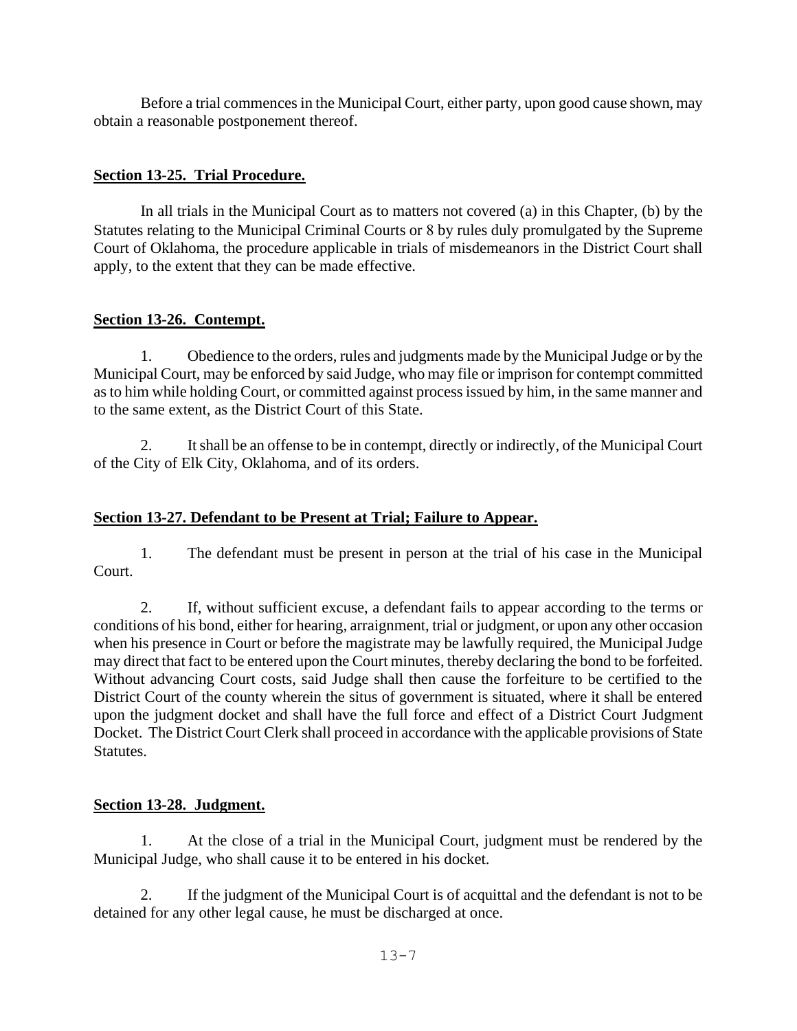Before a trial commences in the Municipal Court, either party, upon good cause shown, may obtain a reasonable postponement thereof.

**Section 13-25. Trial Procedure.**

In all trials in the Municipal Court as to matters not covered (a) in this Chapter, (b) by the Statutes relating to the Municipal Criminal Courts or 8 by rules duly promulgated by the Supreme Court of Oklahoma, the procedure applicable in trials of misdemeanors in the District Court shall apply, to the extent that they can be made effective.

**Section 13-26. Contempt.**

1. Obedience to the orders, rules and judgments made by the Municipal Judge or by the Municipal Court, may be enforced by said Judge, who may file or imprison for contempt committed as to him while holding Court, or committed against process issued by him, in the same manner and to the same extent, as the District Court of this State.

2. It shall be an offense to be in contempt, directly or indirectly, of the Municipal Court of the City of Elk City, Oklahoma, and of its orders.

**Section 13-27. Defendant to be Present at Trial; Failure to Appear.**

1. The defendant must be present in person at the trial of his case in the Municipal Court.

2. If, without sufficient excuse, a defendant fails to appear according to the terms or conditions of his bond, either for hearing, arraignment, trial or judgment, or upon any other occasion when his presence in Court or before the magistrate may be lawfully required, the Municipal Judge may direct that fact to be entered upon the Court minutes, thereby declaring the bond to be forfeited. Without advancing Court costs, said Judge shall then cause the forfeiture to be certified to the District Court of the county wherein the situs of government is situated, where it shall be entered upon the judgment docket and shall have the full force and effect of a District Court Judgment Docket. The District Court Clerk shall proceed in accordance with the applicable provisions of State Statutes.

**Section 13-28. Judgment.**

1. At the close of a trial in the Municipal Court, judgment must be rendered by the Municipal Judge, who shall cause it to be entered in his docket.

2. If the judgment of the Municipal Court is of acquittal and the defendant is not to be detained for any other legal cause, he must be discharged at once.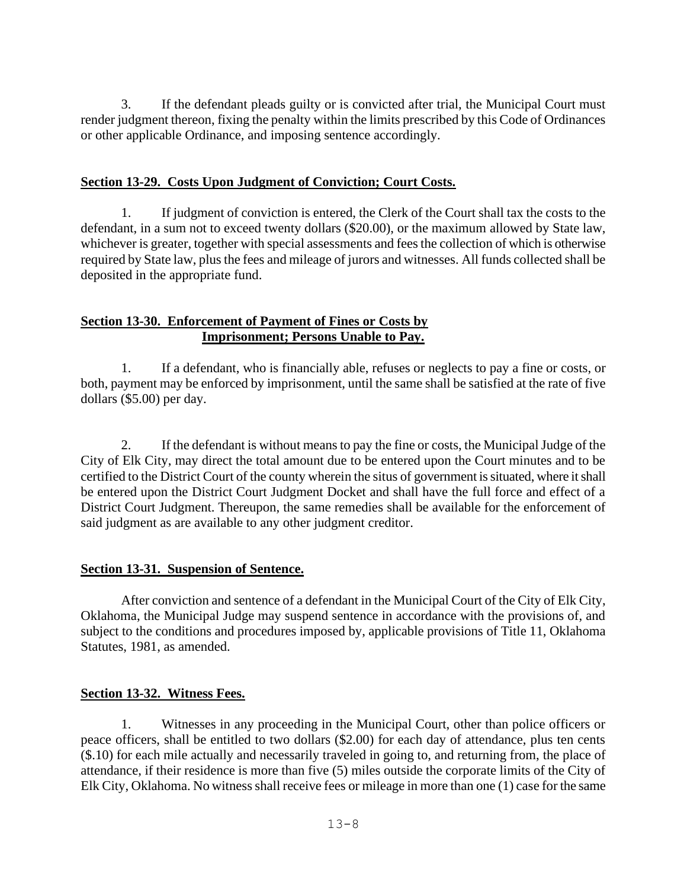3. If the defendant pleads guilty or is convicted after trial, the Municipal Court must render judgment thereon, fixing the penalty within the limits prescribed by this Code of Ordinances or other applicable Ordinance, and imposing sentence accordingly.

## Section 13-29. Costs Upon Judgment of Conviction; Court Costs.

1. If judgment of conviction is entered, the Clerk of the Court shall tax the costs to the defendant, in a sum not to exceed twenty dollars ($20.00), or the maximum allowed by State law, whichever is greater, together with special assessments and fees the collection of which is otherwise required by State law, plus the fees and mileage of jurors and witnesses. All funds collected shall be deposited in the appropriate fund.

## Section 13-30. Enforcement of Payment of Fines or Costs by Imprisonment; Persons Unable to Pay.

1. If a defendant, who is financially able, refuses or neglects to pay a fine or costs, or both, payment may be enforced by imprisonment, until the same shall be satisfied at the rate of five dollars ($5.00) per day.

2. If the defendant is without means to pay the fine or costs, the Municipal Judge of the City of Elk City, may direct the total amount due to be entered upon the Court minutes and to be certified to the District Court of the county wherein the situs of government is situated, where it shall be entered upon the District Court Judgment Docket and shall have the full force and effect of a District Court Judgment. Thereupon, the same remedies shall be available for the enforcement of said judgment as are available to any other judgment creditor.

## Section 13-31. Suspension of Sentence.

After conviction and sentence of a defendant in the Municipal Court of the City of Elk City, Oklahoma, the Municipal Judge may suspend sentence in accordance with the provisions of, and subject to the conditions and procedures imposed by, applicable provisions of Title 11, Oklahoma Statutes, 1981, as amended.

## Section 13-32. Witness Fees.

1. Witnesses in any proceeding in the Municipal Court, other than police officers or peace officers, shall be entitled to two dollars ($2.00) for each day of attendance, plus ten cents ($.10) for each mile actually and necessarily traveled in going to, and returning from, the place of attendance, if their residence is more than five (5) miles outside the corporate limits of the City of Elk City, Oklahoma. No witness shall receive fees or mileage in more than one (1) case for the same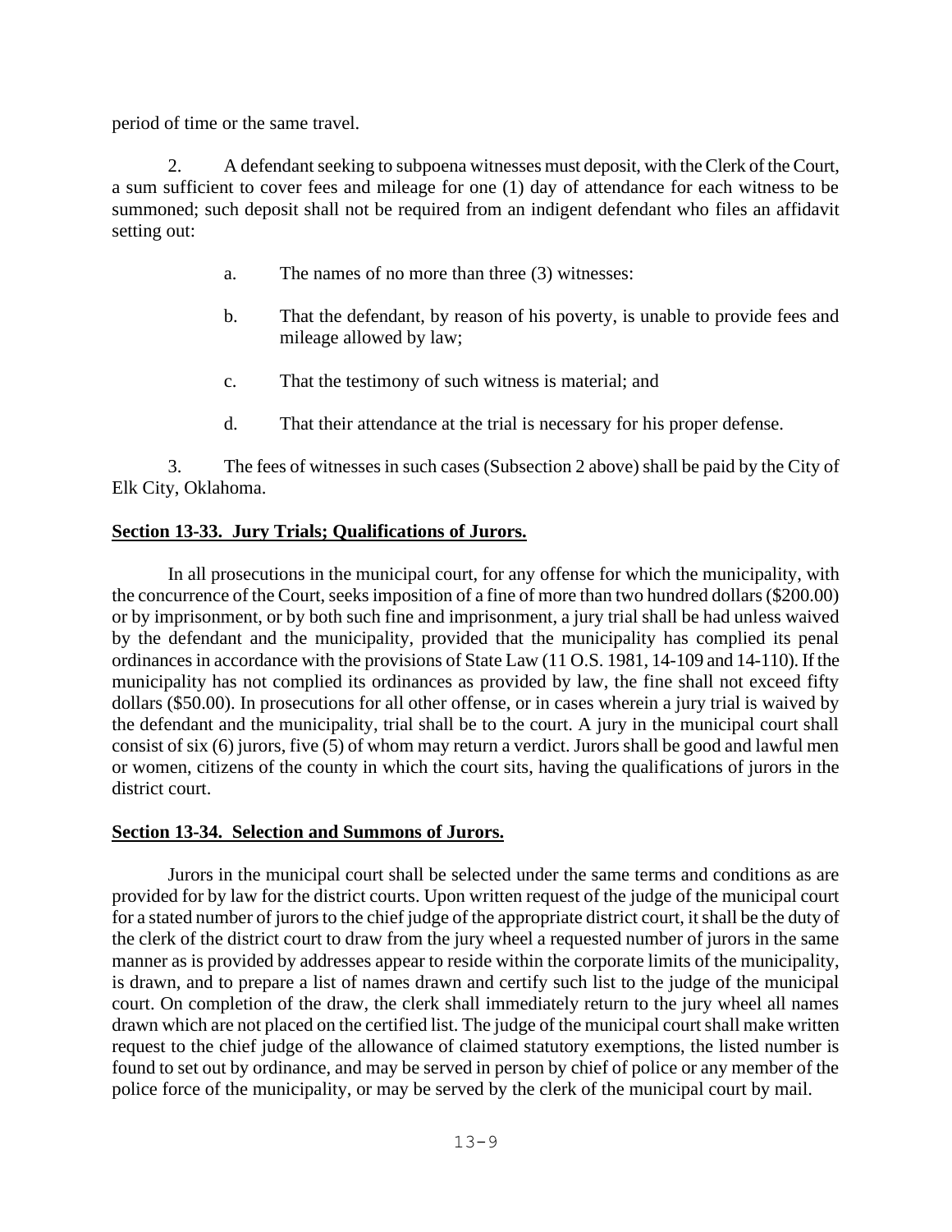period of time or the same travel.

2. A defendant seeking to subpoena witnesses must deposit, with the Clerk of the Court, a sum sufficient to cover fees and mileage for one (1) day of attendance for each witness to be summoned; such deposit shall not be required from an indigent defendant who files an affidavit setting out:

   a. The names of no more than three (3) witnesses:

   b. That the defendant, by reason of his poverty, is unable to provide fees and mileage allowed by law;

   c. That the testimony of such witness is material; and

   d. That their attendance at the trial is necessary for his proper defense.

3. The fees of witnesses in such cases (Subsection 2 above) shall be paid by the City of Elk City, Oklahoma.

**Section 13-33. Jury Trials; Qualifications of Jurors.**

In all prosecutions in the municipal court, for any offense for which the municipality, with the concurrence of the Court, seeks imposition of a fine of more than two hundred dollars ($200.00) or by imprisonment, or by both such fine and imprisonment, a jury trial shall be had unless waived by the defendant and the municipality, provided that the municipality has complied its penal ordinances in accordance with the provisions of State Law (11 O.S. 1981, 14-109 and 14-110). If the municipality has not complied its ordinances as provided by law, the fine shall not exceed fifty dollars ($50.00). In prosecutions for all other offense, or in cases wherein a jury trial is waived by the defendant and the municipality, trial shall be to the court. A jury in the municipal court shall consist of six (6) jurors, five (5) of whom may return a verdict. Jurors shall be good and lawful men or women, citizens of the county in which the court sits, having the qualifications of jurors in the district court.

**Section 13-34. Selection and Summons of Jurors.**

Jurors in the municipal court shall be selected under the same terms and conditions as are provided for by law for the district courts. Upon written request of the judge of the municipal court for a stated number of jurors to the chief judge of the appropriate district court, it shall be the duty of the clerk of the district court to draw from the jury wheel a requested number of jurors in the same manner as is provided by addresses appear to reside within the corporate limits of the municipality, is drawn, and to prepare a list of names drawn and certify such list to the judge of the municipal court. On completion of the draw, the clerk shall immediately return to the jury wheel all names drawn which are not placed on the certified list. The judge of the municipal court shall make written request to the chief judge of the allowance of claimed statutory exemptions, the listed number is found to set out by ordinance, and may be served in person by chief of police or any member of the police force of the municipality, or may be served by the clerk of the municipal court by mail.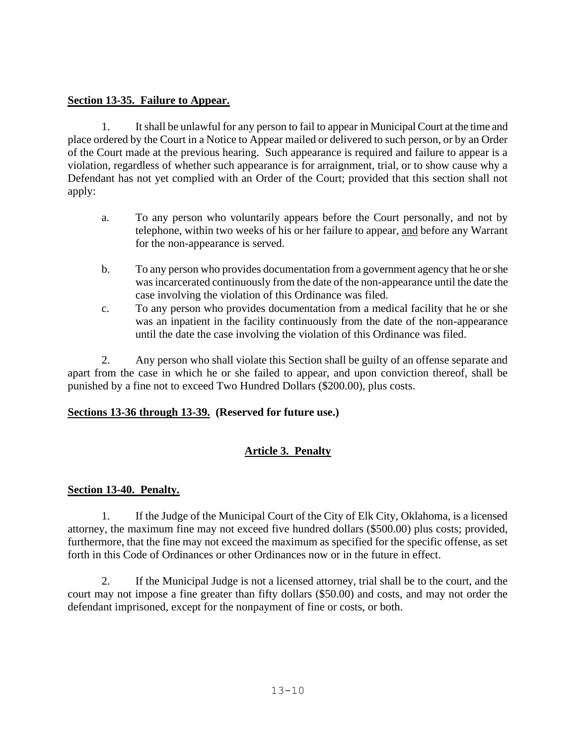**<u>Section 13-35. Failure to Appear.</u>**

1. It shall be unlawful for any person to fail to appear in Municipal Court at the time and place ordered by the Court in a Notice to Appear mailed or delivered to such person, or by an Order of the Court made at the previous hearing. Such appearance is required and failure to appear is a violation, regardless of whether such appearance is for arraignment, trial, or to show cause why a Defendant has not yet complied with an Order of the Court; provided that this section shall not apply:

   a. To any person who voluntarily appears before the Court personally, and not by telephone, within two weeks of his or her failure to appear, <u>and</u> before any Warrant for the non-appearance is served.

   b. To any person who provides documentation from a government agency that he or she was incarcerated continuously from the date of the non-appearance until the date the case involving the violation of this Ordinance was filed.

   c. To any person who provides documentation from a medical facility that he or she was an inpatient in the facility continuously from the date of the non-appearance until the date the case involving the violation of this Ordinance was filed.

2. Any person who shall violate this Section shall be guilty of an offense separate and apart from the case in which he or she failed to appear, and upon conviction thereof, shall be punished by a fine not to exceed Two Hundred Dollars ($200.00), plus costs.

**<u>Sections 13-36 through 13-39.</u> (Reserved for future use.)**

## <u>Article 3. Penalty</u>

**<u>Section 13-40. Penalty.</u>**

1. If the Judge of the Municipal Court of the City of Elk City, Oklahoma, is a licensed attorney, the maximum fine may not exceed five hundred dollars ($500.00) plus costs; provided, furthermore, that the fine may not exceed the maximum as specified for the specific offense, as set forth in this Code of Ordinances or other Ordinances now or in the future in effect.

2. If the Municipal Judge is not a licensed attorney, trial shall be to the court, and the court may not impose a fine greater than fifty dollars ($50.00) and costs, and may not order the defendant imprisoned, except for the nonpayment of fine or costs, or both.